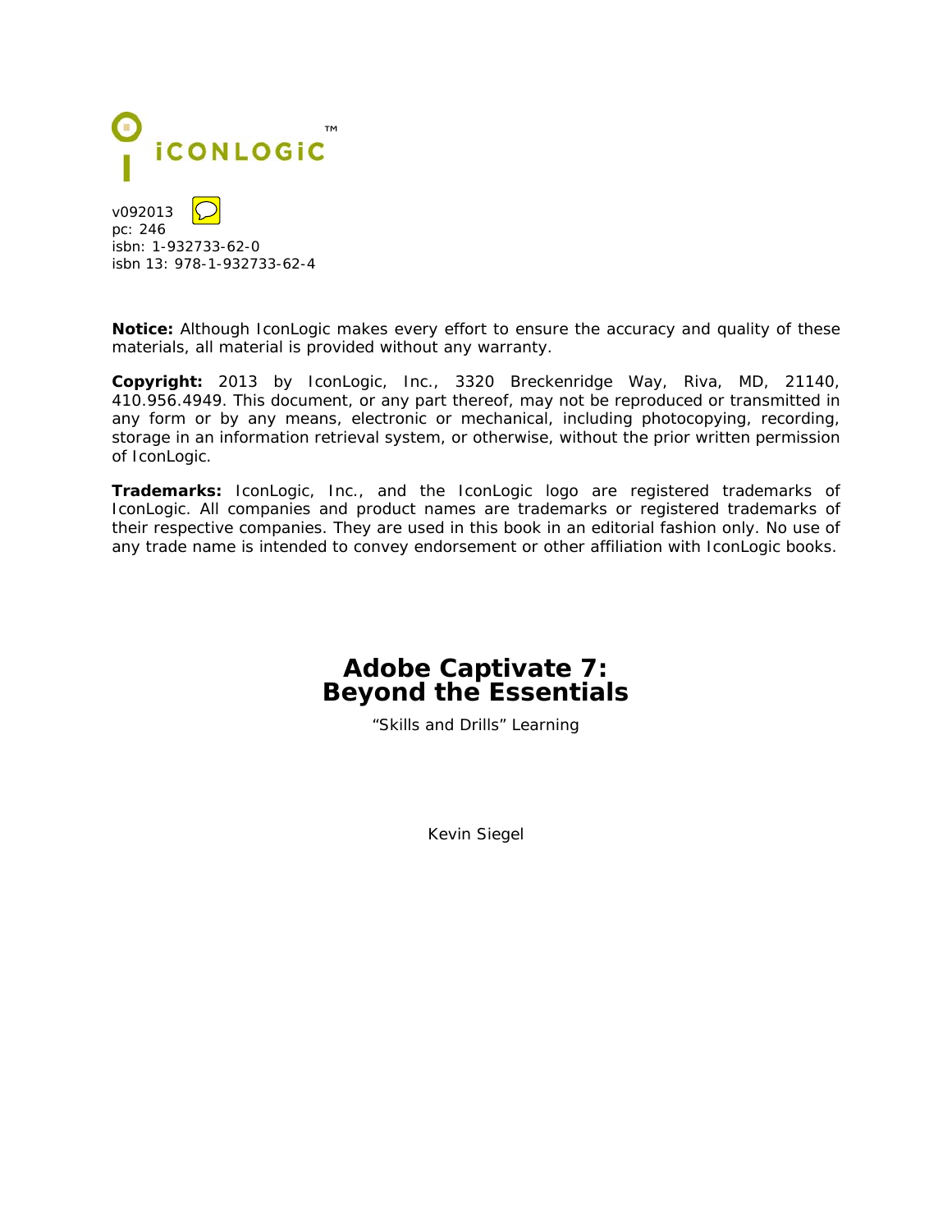iCONLOGiC™

v092013
pc: 246
isbn: 1-932733-62-0
isbn 13: 978-1-932733-62-4

**Notice:** Although IconLogic makes every effort to ensure the accuracy and quality of these materials, all material is provided without any warranty.

**Copyright:** 2013 by IconLogic, Inc., 3320 Breckenridge Way, Riva, MD, 21140, 410.956.4949. This document, or any part thereof, may not be reproduced or transmitted in any form or by any means, electronic or mechanical, including photocopying, recording, storage in an information retrieval system, or otherwise, without the prior written permission of IconLogic.

**Trademarks:** IconLogic, Inc., and the IconLogic logo are registered trademarks of IconLogic. All companies and product names are trademarks or registered trademarks of their respective companies. They are used in this book in an editorial fashion only. No use of any trade name is intended to convey endorsement or other affiliation with IconLogic books.

# Adobe Captivate 7: Beyond the Essentials

"Skills and Drills" Learning

Kevin Siegel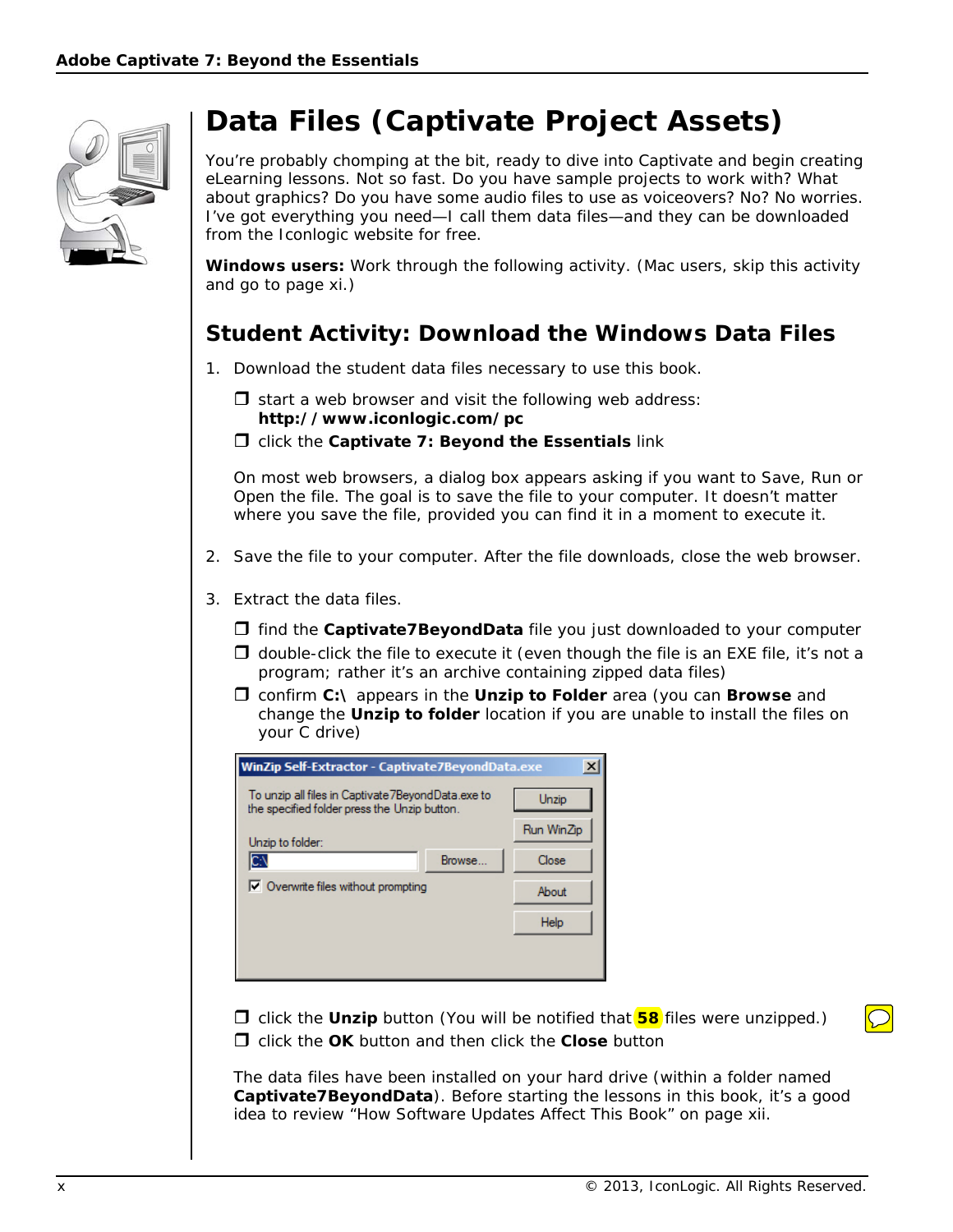# Data Files (Captivate Project Assets)

You're probably chomping at the bit, ready to dive into Captivate and begin creating eLearning lessons. Not so fast. Do you have sample projects to work with? What about graphics? Do you have some audio files to use as voiceovers? No? No worries. I've got everything you need—I call them data files—and they can be downloaded from the Iconlogic website for free.

**Windows users:** Work through the following activity. (Mac users, skip this activity and go to page xi.)

## Student Activity: Download the Windows Data Files

1. Download the student data files necessary to use this book.

   - ❐ start a web browser and visit the following web address: **http://www.iconlogic.com/pc**
   - ❐ click the **Captivate 7: Beyond the Essentials** link

   On most web browsers, a dialog box appears asking if you want to Save, Run or Open the file. The goal is to save the file to your computer. It doesn't matter where you save the file, provided you can find it in a moment to execute it.

2. Save the file to your computer. After the file downloads, close the web browser.

3. Extract the data files.

   - ❐ find the **Captivate7BeyondData** file you just downloaded to your computer
   - ❐ double-click the file to execute it (even though the file is an EXE file, it's not a program; rather it's an archive containing zipped data files)
   - ❐ confirm **C:\** appears in the **Unzip to Folder** area (you can **Browse** and change the **Unzip to folder** location if you are unable to install the files on your C drive)

   WinZip Self-Extractor - Captivate7BeyondData.exe

   To unzip all files in Captivate7BeyondData.exe to the specified folder press the Unzip button.

   Unzip to folder: C:\ Browse...

   ☑ Overwrite files without prompting

   Unzip | Run WinZip | Close | About | Help

   - ❐ click the **Unzip** button (You will be notified that **58** files were unzipped.)
   - ❐ click the **OK** button and then click the **Close** button

   The data files have been installed on your hard drive (within a folder named **Captivate7BeyondData**). Before starting the lessons in this book, it's a good idea to review "How Software Updates Affect This Book" on page xii.